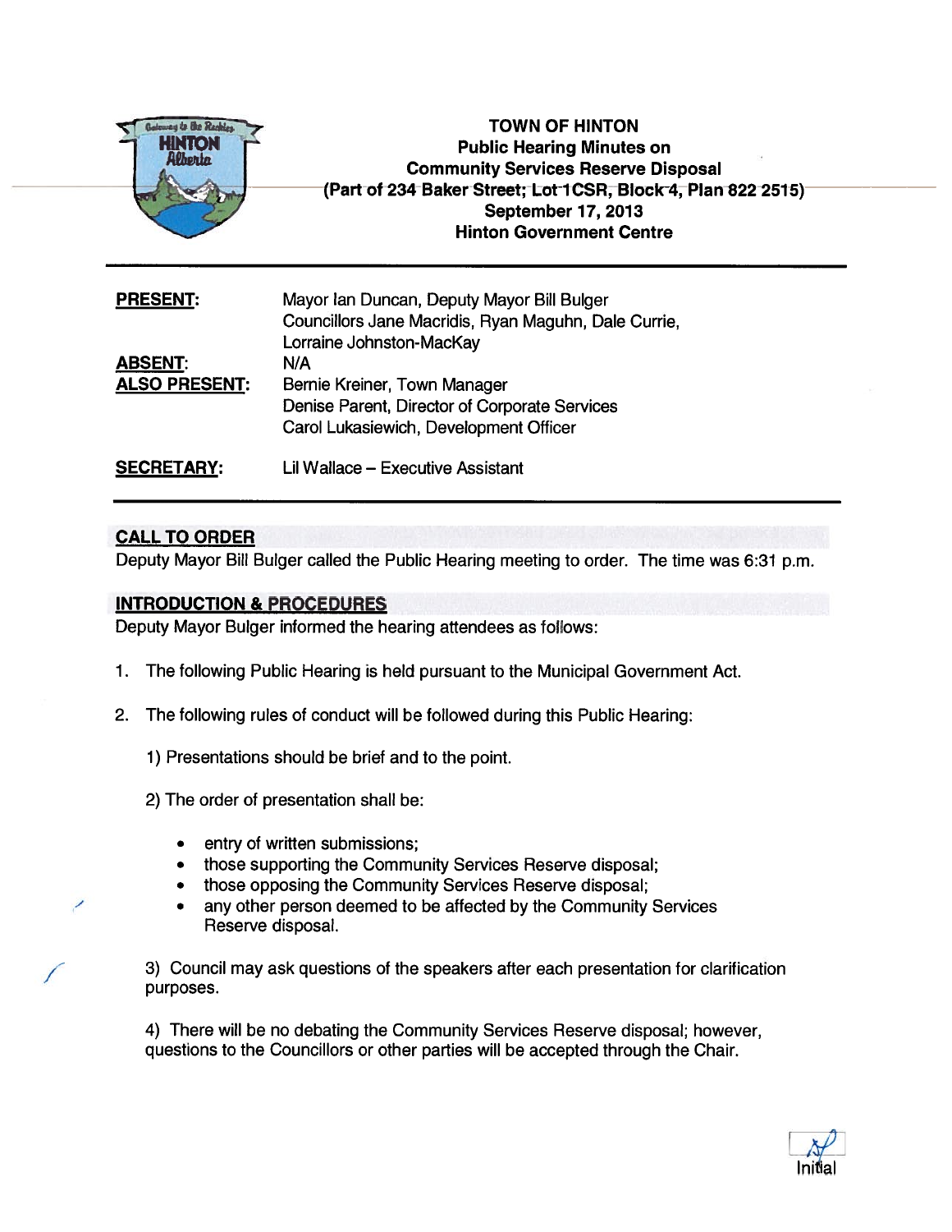# TOWN OF HINTON
## Public Hearing Minutes on Community Services Reserve Disposal
## (Part of 234 Baker Street; Lot 1CSR, Block 4, Plan 822 2515)
## September 17, 2013
## Hinton Government Centre

| | |
|---|---|
| **PRESENT:** | Mayor Ian Duncan, Deputy Mayor Bill Bulger<br>Councillors Jane Macridis, Ryan Maguhn, Dale Currie, Lorraine Johnston-MacKay |
| **ABSENT:** | N/A |
| **ALSO PRESENT:** | Bernie Kreiner, Town Manager<br>Denise Parent, Director of Corporate Services<br>Carol Lukasiewich, Development Officer |
| **SECRETARY:** | Lil Wallace – Executive Assistant |

## CALL TO ORDER

Deputy Mayor Bill Bulger called the Public Hearing meeting to order. The time was 6:31 p.m.

## INTRODUCTION & PROCEDURES

Deputy Mayor Bulger informed the hearing attendees as follows:

1. The following Public Hearing is held pursuant to the Municipal Government Act.

2. The following rules of conduct will be followed during this Public Hearing:

   1) Presentations should be brief and to the point.

   2) The order of presentation shall be:

   - entry of written submissions;
   - those supporting the Community Services Reserve disposal;
   - those opposing the Community Services Reserve disposal;
   - any other person deemed to be affected by the Community Services Reserve disposal.

   3) Council may ask questions of the speakers after each presentation for clarification purposes.

   4) There will be no debating the Community Services Reserve disposal; however, questions to the Councillors or other parties will be accepted through the Chair.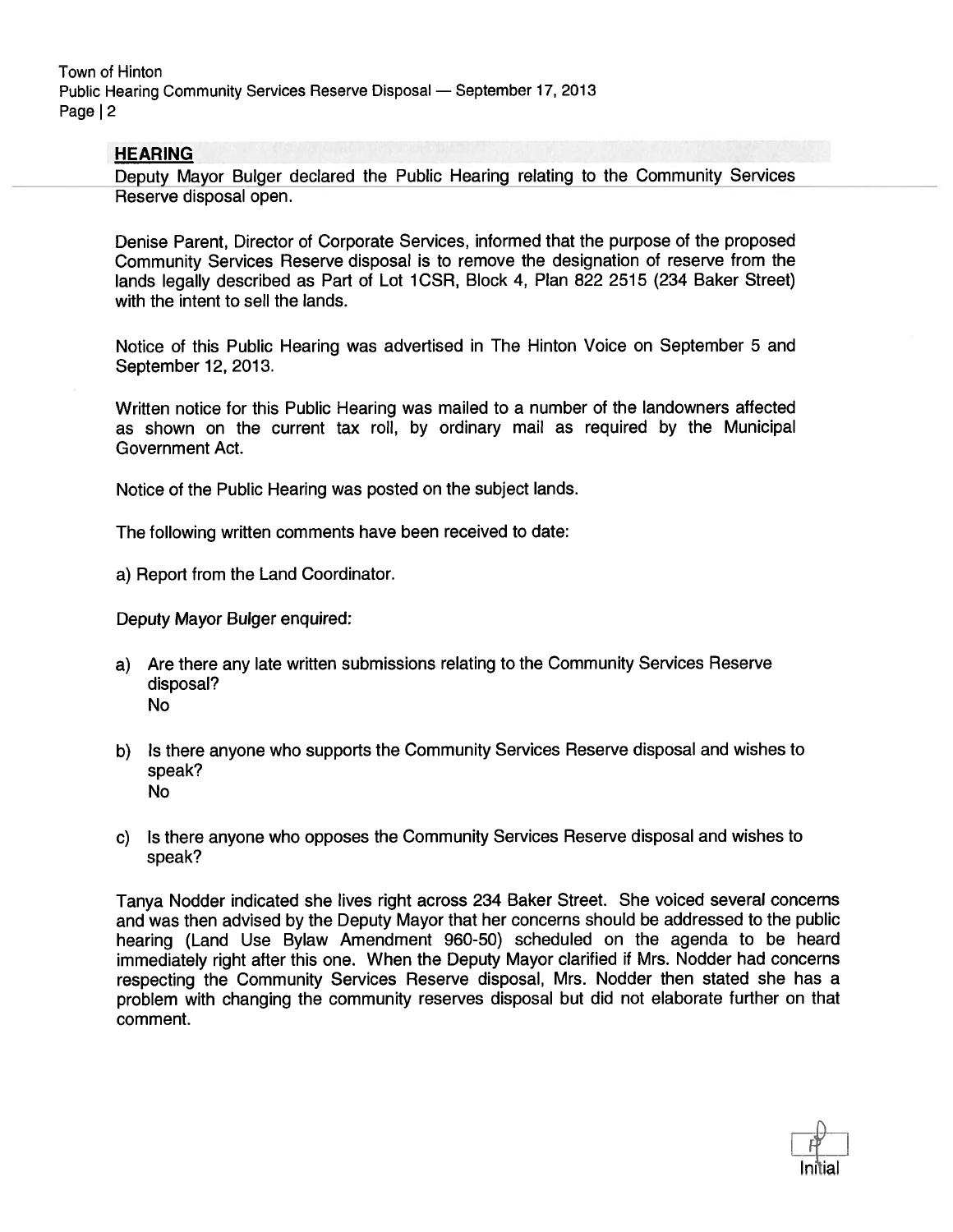## HEARING

Deputy Mayor Bulger declared the Public Hearing relating to the Community Services Reserve disposal open.

Denise Parent, Director of Corporate Services, informed that the purpose of the proposed Community Services Reserve disposal is to remove the designation of reserve from the lands legally described as Part of Lot 1CSR, Block 4, Plan 822 2515 (234 Baker Street) with the intent to sell the lands.

Notice of this Public Hearing was advertised in The Hinton Voice on September 5 and September 12, 2013.

Written notice for this Public Hearing was mailed to a number of the landowners affected as shown on the current tax roll, by ordinary mail as required by the Municipal Government Act.

Notice of the Public Hearing was posted on the subject lands.

The following written comments have been received to date:

a) Report from the Land Coordinator.

Deputy Mayor Bulger enquired:

a) Are there any late written submissions relating to the Community Services Reserve disposal?
   No

b) Is there anyone who supports the Community Services Reserve disposal and wishes to speak?
   No

c) Is there anyone who opposes the Community Services Reserve disposal and wishes to speak?

Tanya Nodder indicated she lives right across 234 Baker Street. She voiced several concerns and was then advised by the Deputy Mayor that her concerns should be addressed to the public hearing (Land Use Bylaw Amendment 960-50) scheduled on the agenda to be heard immediately right after this one. When the Deputy Mayor clarified if Mrs. Nodder had concerns respecting the Community Services Reserve disposal, Mrs. Nodder then stated she has a problem with changing the community reserves disposal but did not elaborate further on that comment.

Initial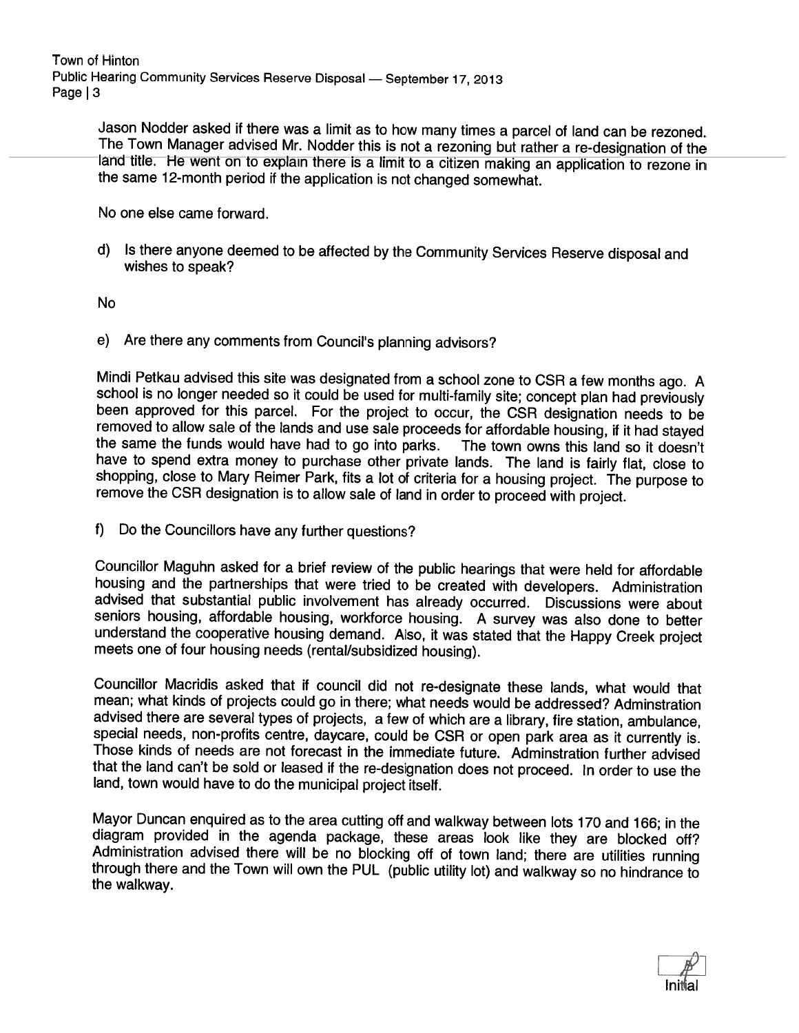Jason Nodder asked if there was a limit as to how many times a parcel of land can be rezoned. The Town Manager advised Mr. Nodder this is not a rezoning but rather a re-designation of the land title. He went on to explain there is a limit to a citizen making an application to rezone in the same 12-month period if the application is not changed somewhat.

No one else came forward.

d) Is there anyone deemed to be affected by the Community Services Reserve disposal and wishes to speak?

No

e) Are there any comments from Council's planning advisors?

Mindi Petkau advised this site was designated from a school zone to CSR a few months ago. A school is no longer needed so it could be used for multi-family site; concept plan had previously been approved for this parcel. For the project to occur, the CSR designation needs to be removed to allow sale of the lands and use sale proceeds for affordable housing, if it had stayed the same the funds would have had to go into parks. The town owns this land so it doesn't have to spend extra money to purchase other private lands. The land is fairly flat, close to shopping, close to Mary Reimer Park, fits a lot of criteria for a housing project. The purpose to remove the CSR designation is to allow sale of land in order to proceed with project.

f) Do the Councillors have any further questions?

Councillor Maguhn asked for a brief review of the public hearings that were held for affordable housing and the partnerships that were tried to be created with developers. Administration advised that substantial public involvement has already occurred. Discussions were about seniors housing, affordable housing, workforce housing. A survey was also done to better understand the cooperative housing demand. Also, it was stated that the Happy Creek project meets one of four housing needs (rental/subsidized housing).

Councillor Macridis asked that if council did not re-designate these lands, what would that mean; what kinds of projects could go in there; what needs would be addressed? Adminstration advised there are several types of projects, a few of which are a library, fire station, ambulance, special needs, non-profits centre, daycare, could be CSR or open park area as it currently is. Those kinds of needs are not forecast in the immediate future. Adminstration further advised that the land can't be sold or leased if the re-designation does not proceed. In order to use the land, town would have to do the municipal project itself.

Mayor Duncan enquired as to the area cutting off and walkway between lots 170 and 166; in the diagram provided in the agenda package, these areas look like they are blocked off? Administration advised there will be no blocking off of town land; there are utilities running through there and the Town will own the PUL (public utility lot) and walkway so no hindrance to the walkway.

Initial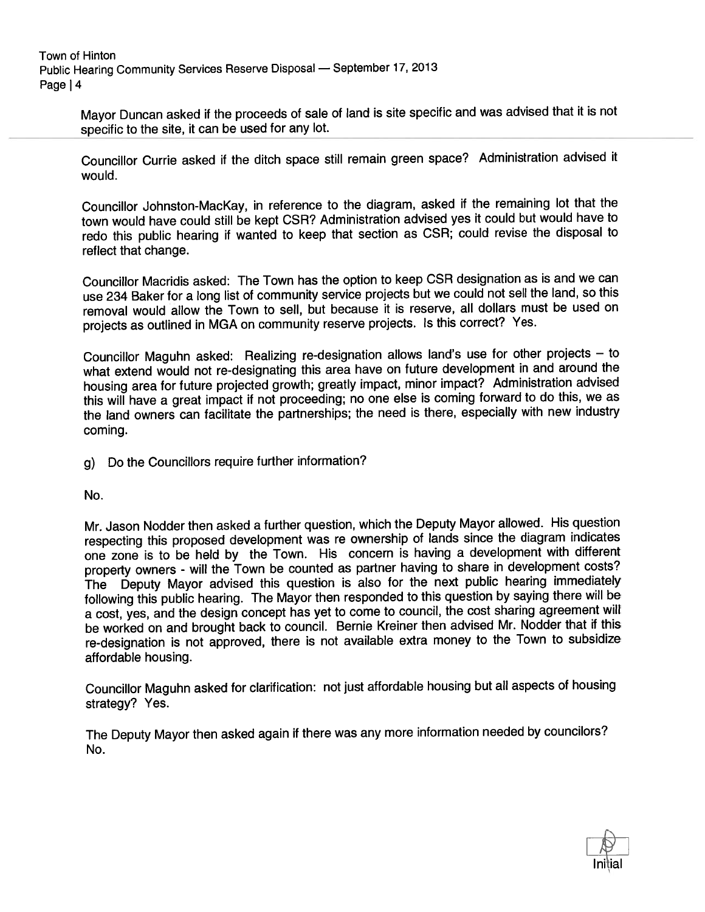Mayor Duncan asked if the proceeds of sale of land is site specific and was advised that it is not specific to the site, it can be used for any lot.

---

Councillor Currie asked if the ditch space still remain green space? Administration advised it would.

Councillor Johnston-MacKay, in reference to the diagram, asked if the remaining lot that the town would have could still be kept CSR? Administration advised yes it could but would have to redo this public hearing if wanted to keep that section as CSR; could revise the disposal to reflect that change.

Councillor Macridis asked: The Town has the option to keep CSR designation as is and we can use 234 Baker for a long list of community service projects but we could not sell the land, so this removal would allow the Town to sell, but because it is reserve, all dollars must be used on projects as outlined in MGA on community reserve projects. Is this correct? Yes.

Councillor Maguhn asked: Realizing re-designation allows land's use for other projects – to what extend would not re-designating this area have on future development in and around the housing area for future projected growth; greatly impact, minor impact? Administration advised this will have a great impact if not proceeding; no one else is coming forward to do this, we as the land owners can facilitate the partnerships; the need is there, especially with new industry coming.

g) Do the Councillors require further information?

No.

Mr. Jason Nodder then asked a further question, which the Deputy Mayor allowed. His question respecting this proposed development was re ownership of lands since the diagram indicates one zone is to be held by the Town. His concern is having a development with different property owners - will the Town be counted as partner having to share in development costs? The Deputy Mayor advised this question is also for the next public hearing immediately following this public hearing. The Mayor then responded to this question by saying there will be a cost, yes, and the design concept has yet to come to council, the cost sharing agreement will be worked on and brought back to council. Bernie Kreiner then advised Mr. Nodder that if this re-designation is not approved, there is not available extra money to the Town to subsidize affordable housing.

Councillor Maguhn asked for clarification: not just affordable housing but all aspects of housing strategy? Yes.

The Deputy Mayor then asked again if there was any more information needed by councilors? No.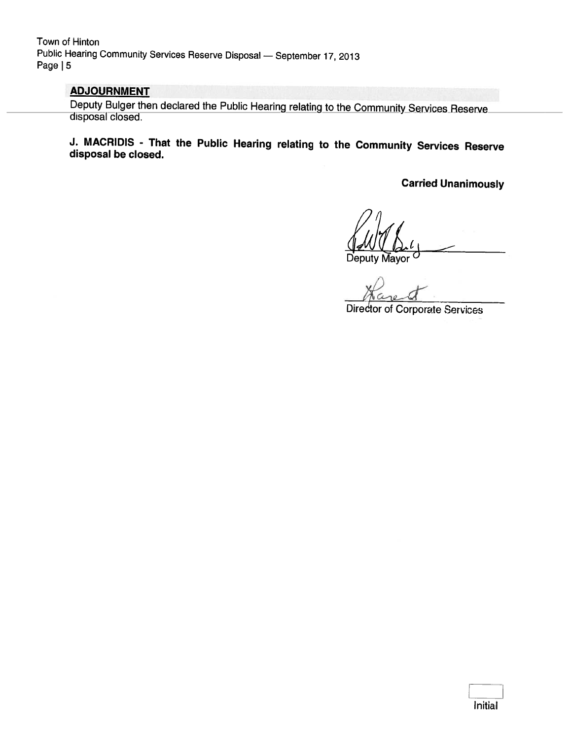## ADJOURNMENT

Deputy Bulger then declared the Public Hearing relating to the Community Services Reserve disposal closed.

**J. MACRIDIS - That the Public Hearing relating to the Community Services Reserve disposal be closed.**

**Carried Unanimously**

Deputy Mayor

Director of Corporate Services

Initial